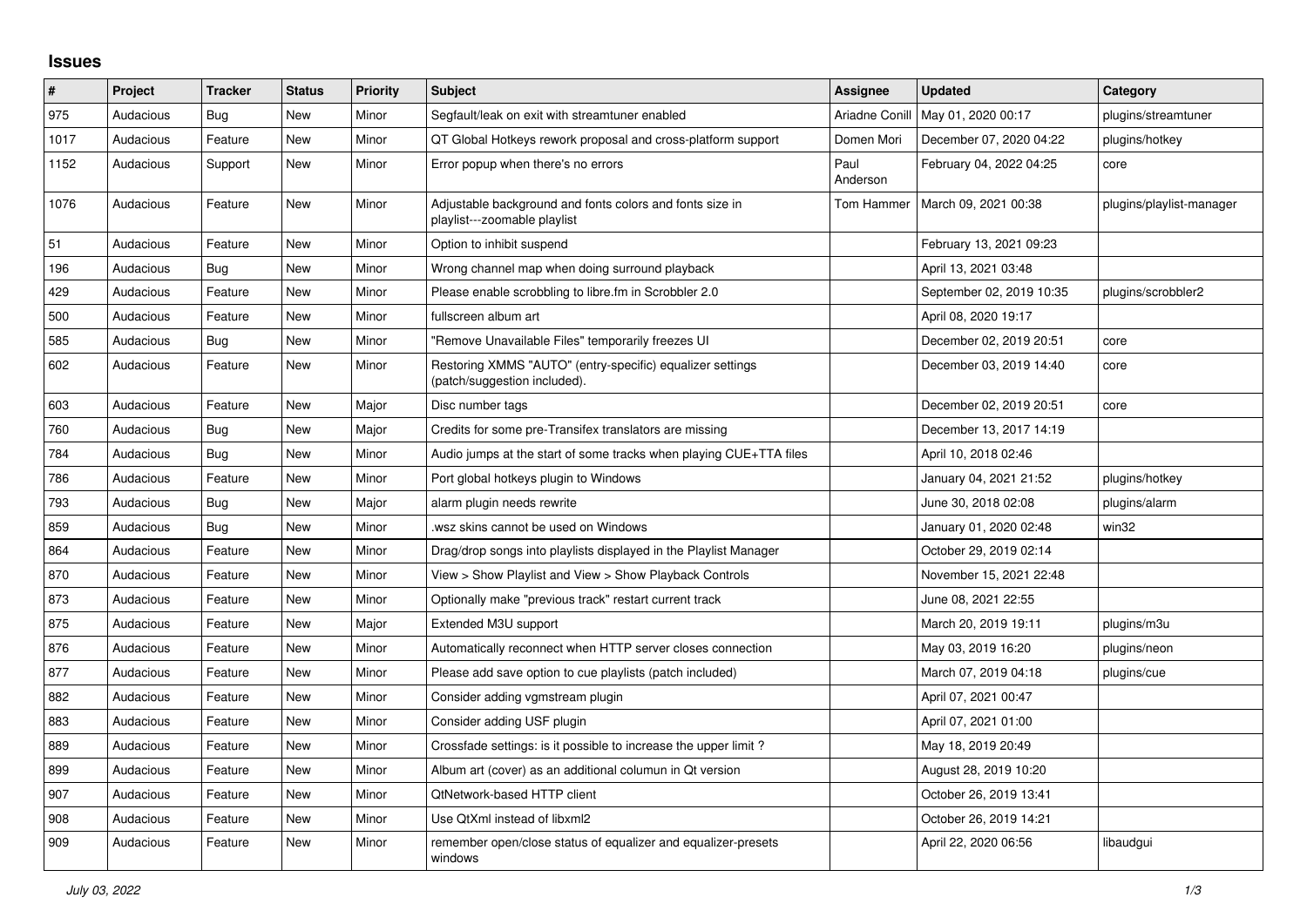## Issues

| # | Project | Tracker | Status | Priority | Subject | Assignee | Updated | Category |
|---|---|---|---|---|---|---|---|---|
| 975 | Audacious | Bug | New | Minor | Segfault/leak on exit with streamtuner enabled | Ariadne Conill | May 01, 2020 00:17 | plugins/streamtuner |
| 1017 | Audacious | Feature | New | Minor | QT Global Hotkeys rework proposal and cross-platform support | Domen Mori | December 07, 2020 04:22 | plugins/hotkey |
| 1152 | Audacious | Support | New | Minor | Error popup when there's no errors | Paul Anderson | February 04, 2022 04:25 | core |
| 1076 | Audacious | Feature | New | Minor | Adjustable background and fonts colors and fonts size in playlist---zoomable playlist | Tom Hammer | March 09, 2021 00:38 | plugins/playlist-manager |
| 51 | Audacious | Feature | New | Minor | Option to inhibit suspend | | February 13, 2021 09:23 | |
| 196 | Audacious | Bug | New | Minor | Wrong channel map when doing surround playback | | April 13, 2021 03:48 | |
| 429 | Audacious | Feature | New | Minor | Please enable scrobbling to libre.fm in Scrobbler 2.0 | | September 02, 2019 10:35 | plugins/scrobbler2 |
| 500 | Audacious | Feature | New | Minor | fullscreen album art | | April 08, 2020 19:17 | |
| 585 | Audacious | Bug | New | Minor | "Remove Unavailable Files" temporarily freezes UI | | December 02, 2019 20:51 | core |
| 602 | Audacious | Feature | New | Minor | Restoring XMMS "AUTO" (entry-specific) equalizer settings (patch/suggestion included). | | December 03, 2019 14:40 | core |
| 603 | Audacious | Feature | New | Major | Disc number tags | | December 02, 2019 20:51 | core |
| 760 | Audacious | Bug | New | Major | Credits for some pre-Transifex translators are missing | | December 13, 2017 14:19 | |
| 784 | Audacious | Bug | New | Minor | Audio jumps at the start of some tracks when playing CUE+TTA files | | April 10, 2018 02:46 | |
| 786 | Audacious | Feature | New | Minor | Port global hotkeys plugin to Windows | | January 04, 2021 21:52 | plugins/hotkey |
| 793 | Audacious | Bug | New | Major | alarm plugin needs rewrite | | June 30, 2018 02:08 | plugins/alarm |
| 859 | Audacious | Bug | New | Minor | .wsz skins cannot be used on Windows | | January 01, 2020 02:48 | win32 |
| 864 | Audacious | Feature | New | Minor | Drag/drop songs into playlists displayed in the Playlist Manager | | October 29, 2019 02:14 | |
| 870 | Audacious | Feature | New | Minor | View > Show Playlist and View > Show Playback Controls | | November 15, 2021 22:48 | |
| 873 | Audacious | Feature | New | Minor | Optionally make "previous track" restart current track | | June 08, 2021 22:55 | |
| 875 | Audacious | Feature | New | Major | Extended M3U support | | March 20, 2019 19:11 | plugins/m3u |
| 876 | Audacious | Feature | New | Minor | Automatically reconnect when HTTP server closes connection | | May 03, 2019 16:20 | plugins/neon |
| 877 | Audacious | Feature | New | Minor | Please add save option to cue playlists (patch included) | | March 07, 2019 04:18 | plugins/cue |
| 882 | Audacious | Feature | New | Minor | Consider adding vgmstream plugin | | April 07, 2021 00:47 | |
| 883 | Audacious | Feature | New | Minor | Consider adding USF plugin | | April 07, 2021 01:00 | |
| 889 | Audacious | Feature | New | Minor | Crossfade settings: is it possible to increase the upper limit ? | | May 18, 2019 20:49 | |
| 899 | Audacious | Feature | New | Minor | Album art (cover) as an additional columun in Qt version | | August 28, 2019 10:20 | |
| 907 | Audacious | Feature | New | Minor | QtNetwork-based HTTP client | | October 26, 2019 13:41 | |
| 908 | Audacious | Feature | New | Minor | Use QtXml instead of libxml2 | | October 26, 2019 14:21 | |
| 909 | Audacious | Feature | New | Minor | remember open/close status of equalizer and equalizer-presets windows | | April 22, 2020 06:56 | libaudgui |

*July 03, 2022*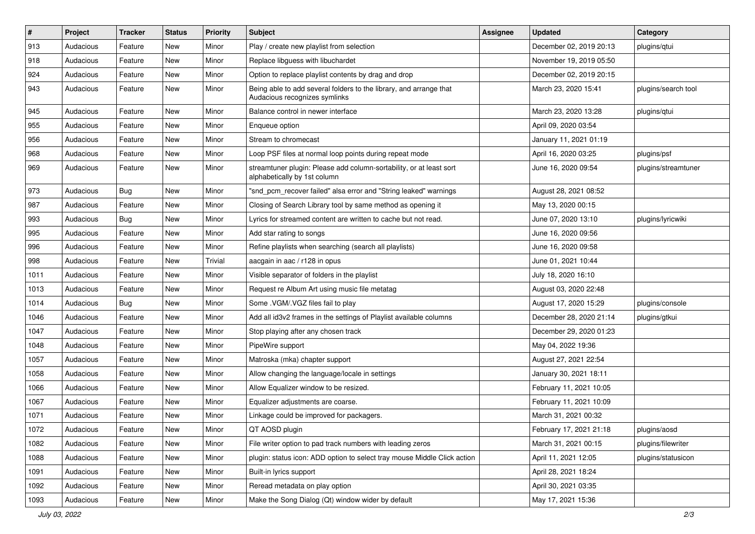| # | Project | Tracker | Status | Priority | Subject | Assignee | Updated | Category |
|---|---|---|---|---|---|---|---|---|
| 913 | Audacious | Feature | New | Minor | Play / create new playlist from selection | | December 02, 2019 20:13 | plugins/qtui |
| 918 | Audacious | Feature | New | Minor | Replace libguess with libuchardet | | November 19, 2019 05:50 | |
| 924 | Audacious | Feature | New | Minor | Option to replace playlist contents by drag and drop | | December 02, 2019 20:15 | |
| 943 | Audacious | Feature | New | Minor | Being able to add several folders to the library, and arrange that Audacious recognizes symlinks | | March 23, 2020 15:41 | plugins/search tool |
| 945 | Audacious | Feature | New | Minor | Balance control in newer interface | | March 23, 2020 13:28 | plugins/qtui |
| 955 | Audacious | Feature | New | Minor | Enqueue option | | April 09, 2020 03:54 | |
| 956 | Audacious | Feature | New | Minor | Stream to chromecast | | January 11, 2021 01:19 | |
| 968 | Audacious | Feature | New | Minor | Loop PSF files at normal loop points during repeat mode | | April 16, 2020 03:25 | plugins/psf |
| 969 | Audacious | Feature | New | Minor | streamtuner plugin: Please add column-sortability, or at least sort alphabetically by 1st column | | June 16, 2020 09:54 | plugins/streamtuner |
| 973 | Audacious | Bug | New | Minor | "snd_pcm_recover failed" alsa error and "String leaked" warnings | | August 28, 2021 08:52 | |
| 987 | Audacious | Feature | New | Minor | Closing of Search Library tool by same method as opening it | | May 13, 2020 00:15 | |
| 993 | Audacious | Bug | New | Minor | Lyrics for streamed content are written to cache but not read. | | June 07, 2020 13:10 | plugins/lyricwiki |
| 995 | Audacious | Feature | New | Minor | Add star rating to songs | | June 16, 2020 09:56 | |
| 996 | Audacious | Feature | New | Minor | Refine playlists when searching (search all playlists) | | June 16, 2020 09:58 | |
| 998 | Audacious | Feature | New | Trivial | aacgain in aac / r128 in opus | | June 01, 2021 10:44 | |
| 1011 | Audacious | Feature | New | Minor | Visible separator of folders in the playlist | | July 18, 2020 16:10 | |
| 1013 | Audacious | Feature | New | Minor | Request re Album Art using music file metatag | | August 03, 2020 22:48 | |
| 1014 | Audacious | Bug | New | Minor | Some .VGM/.VGZ files fail to play | | August 17, 2020 15:29 | plugins/console |
| 1046 | Audacious | Feature | New | Minor | Add all id3v2 frames in the settings of Playlist available columns | | December 28, 2020 21:14 | plugins/gtkui |
| 1047 | Audacious | Feature | New | Minor | Stop playing after any chosen track | | December 29, 2020 01:23 | |
| 1048 | Audacious | Feature | New | Minor | PipeWire support | | May 04, 2022 19:36 | |
| 1057 | Audacious | Feature | New | Minor | Matroska (mka) chapter support | | August 27, 2021 22:54 | |
| 1058 | Audacious | Feature | New | Minor | Allow changing the language/locale in settings | | January 30, 2021 18:11 | |
| 1066 | Audacious | Feature | New | Minor | Allow Equalizer window to be resized. | | February 11, 2021 10:05 | |
| 1067 | Audacious | Feature | New | Minor | Equalizer adjustments are coarse. | | February 11, 2021 10:09 | |
| 1071 | Audacious | Feature | New | Minor | Linkage could be improved for packagers. | | March 31, 2021 00:32 | |
| 1072 | Audacious | Feature | New | Minor | QT AOSD plugin | | February 17, 2021 21:18 | plugins/aosd |
| 1082 | Audacious | Feature | New | Minor | File writer option to pad track numbers with leading zeros | | March 31, 2021 00:15 | plugins/filewriter |
| 1088 | Audacious | Feature | New | Minor | plugin: status icon: ADD option to select tray mouse Middle Click action | | April 11, 2021 12:05 | plugins/statusicon |
| 1091 | Audacious | Feature | New | Minor | Built-in lyrics support | | April 28, 2021 18:24 | |
| 1092 | Audacious | Feature | New | Minor | Reread metadata on play option | | April 30, 2021 03:35 | |
| 1093 | Audacious | Feature | New | Minor | Make the Song Dialog (Qt) window wider by default | | May 17, 2021 15:36 | |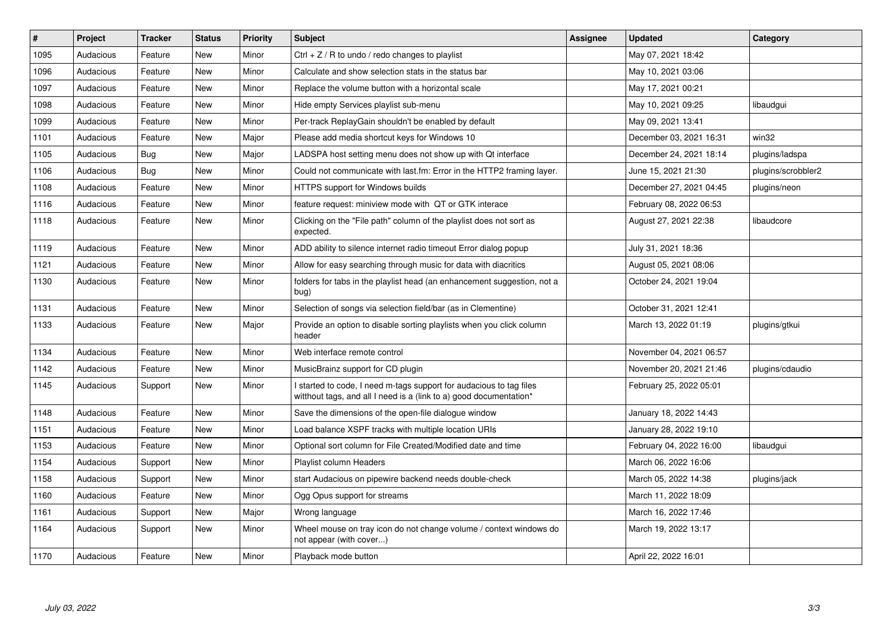| # | Project | Tracker | Status | Priority | Subject | Assignee | Updated | Category |
|---|---|---|---|---|---|---|---|---|
| 1095 | Audacious | Feature | New | Minor | Ctrl + Z / R to undo / redo changes to playlist | | May 07, 2021 18:42 | |
| 1096 | Audacious | Feature | New | Minor | Calculate and show selection stats in the status bar | | May 10, 2021 03:06 | |
| 1097 | Audacious | Feature | New | Minor | Replace the volume button with a horizontal scale | | May 17, 2021 00:21 | |
| 1098 | Audacious | Feature | New | Minor | Hide empty Services playlist sub-menu | | May 10, 2021 09:25 | libaudgui |
| 1099 | Audacious | Feature | New | Minor | Per-track ReplayGain shouldn't be enabled by default | | May 09, 2021 13:41 | |
| 1101 | Audacious | Feature | New | Major | Please add media shortcut keys for Windows 10 | | December 03, 2021 16:31 | win32 |
| 1105 | Audacious | Bug | New | Major | LADSPA host setting menu does not show up with Qt interface | | December 24, 2021 18:14 | plugins/ladspa |
| 1106 | Audacious | Bug | New | Minor | Could not communicate with last.fm: Error in the HTTP2 framing layer. | | June 15, 2021 21:30 | plugins/scrobbler2 |
| 1108 | Audacious | Feature | New | Minor | HTTPS support for Windows builds | | December 27, 2021 04:45 | plugins/neon |
| 1116 | Audacious | Feature | New | Minor | feature request: miniview mode with QT or GTK interace | | February 08, 2022 06:53 | |
| 1118 | Audacious | Feature | New | Minor | Clicking on the "File path" column of the playlist does not sort as expected. | | August 27, 2021 22:38 | libaudcore |
| 1119 | Audacious | Feature | New | Minor | ADD ability to silence internet radio timeout Error dialog popup | | July 31, 2021 18:36 | |
| 1121 | Audacious | Feature | New | Minor | Allow for easy searching through music for data with diacritics | | August 05, 2021 08:06 | |
| 1130 | Audacious | Feature | New | Minor | folders for tabs in the playlist head (an enhancement suggestion, not a bug) | | October 24, 2021 19:04 | |
| 1131 | Audacious | Feature | New | Minor | Selection of songs via selection field/bar (as in Clementine) | | October 31, 2021 12:41 | |
| 1133 | Audacious | Feature | New | Major | Provide an option to disable sorting playlists when you click column header | | March 13, 2022 01:19 | plugins/gtkui |
| 1134 | Audacious | Feature | New | Minor | Web interface remote control | | November 04, 2021 06:57 | |
| 1142 | Audacious | Feature | New | Minor | MusicBrainz support for CD plugin | | November 20, 2021 21:46 | plugins/cdaudio |
| 1145 | Audacious | Support | New | Minor | I started to code, I need m-tags support for audacious to tag files witthout tags, and all I need is a (link to a) good documentation* | | February 25, 2022 05:01 | |
| 1148 | Audacious | Feature | New | Minor | Save the dimensions of the open-file dialogue window | | January 18, 2022 14:43 | |
| 1151 | Audacious | Feature | New | Minor | Load balance XSPF tracks with multiple location URIs | | January 28, 2022 19:10 | |
| 1153 | Audacious | Feature | New | Minor | Optional sort column for File Created/Modified date and time | | February 04, 2022 16:00 | libaudgui |
| 1154 | Audacious | Support | New | Minor | Playlist column Headers | | March 06, 2022 16:06 | |
| 1158 | Audacious | Support | New | Minor | start Audacious on pipewire backend needs double-check | | March 05, 2022 14:38 | plugins/jack |
| 1160 | Audacious | Feature | New | Minor | Ogg Opus support for streams | | March 11, 2022 18:09 | |
| 1161 | Audacious | Support | New | Major | Wrong language | | March 16, 2022 17:46 | |
| 1164 | Audacious | Support | New | Minor | Wheel mouse on tray icon do not change volume / context windows do not appear (with cover...) | | March 19, 2022 13:17 | |
| 1170 | Audacious | Feature | New | Minor | Playback mode button | | April 22, 2022 16:01 | |

*July 03, 2022*